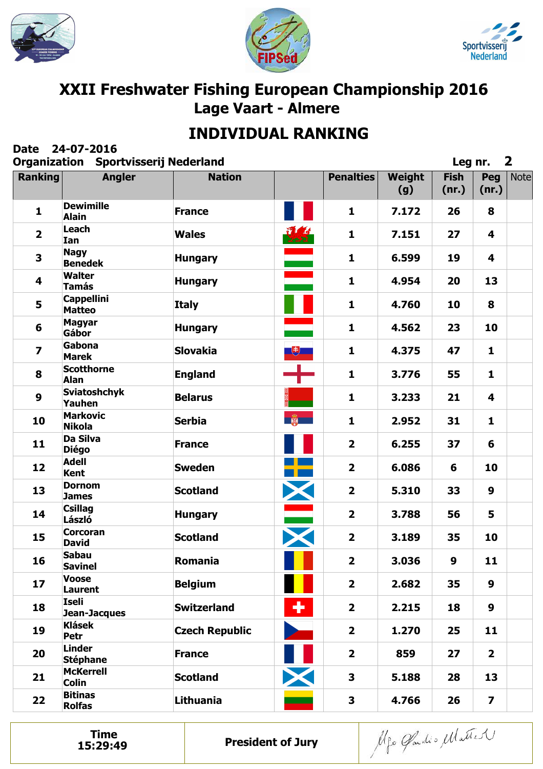# XXII Freshwater Fishing European Championship 2016

## Lage Vaart - Almere

## INDIVIDUAL RANKING

**Date** 24-07-2016

**Organization** Sportvisserij Nederland

**Leg nr. 2**

| Ranking | Angler | Nation | | Penalties | Weight (g) | Fish (nr.) | Peg (nr.) | Note |
|---|---|---|---|---|---|---|---|---|
| 1 | Dewimille Alain | France | | 1 | 7.172 | 26 | 8 | |
| 2 | Leach Ian | Wales | | 1 | 7.151 | 27 | 4 | |
| 3 | Nagy Benedek | Hungary | | 1 | 6.599 | 19 | 4 | |
| 4 | Walter Tamás | Hungary | | 1 | 4.954 | 20 | 13 | |
| 5 | Cappellini Matteo | Italy | | 1 | 4.760 | 10 | 8 | |
| 6 | Magyar Gábor | Hungary | | 1 | 4.562 | 23 | 10 | |
| 7 | Gabona Marek | Slovakia | | 1 | 4.375 | 47 | 1 | |
| 8 | Scotthorne Alan | England | | 1 | 3.776 | 55 | 1 | |
| 9 | Sviatoshchyk Yauhen | Belarus | | 1 | 3.233 | 21 | 4 | |
| 10 | Markovic Nikola | Serbia | | 1 | 2.952 | 31 | 1 | |
| 11 | Da Silva Diégo | France | | 2 | 6.255 | 37 | 6 | |
| 12 | Adell Kent | Sweden | | 2 | 6.086 | 6 | 10 | |
| 13 | Dornom James | Scotland | | 2 | 5.310 | 33 | 9 | |
| 14 | Csillag László | Hungary | | 2 | 3.788 | 56 | 5 | |
| 15 | Corcoran David | Scotland | | 2 | 3.189 | 35 | 10 | |
| 16 | Sabau Savinel | Romania | | 2 | 3.036 | 9 | 11 | |
| 17 | Voose Laurent | Belgium | | 2 | 2.682 | 35 | 9 | |
| 18 | Iseli Jean-Jacques | Switzerland | | 2 | 2.215 | 18 | 9 | |
| 19 | Klásek Petr | Czech Republic | | 2 | 1.270 | 25 | 11 | |
| 20 | Linder Stéphane | France | | 2 | 859 | 27 | 2 | |
| 21 | McKerrell Colin | Scotland | | 3 | 5.188 | 28 | 13 | |
| 22 | Bitinas Rolfas | Lithuania | | 3 | 4.766 | 26 | 7 | |

| Time 15:29:49 | President of Jury | |
|---|---|---|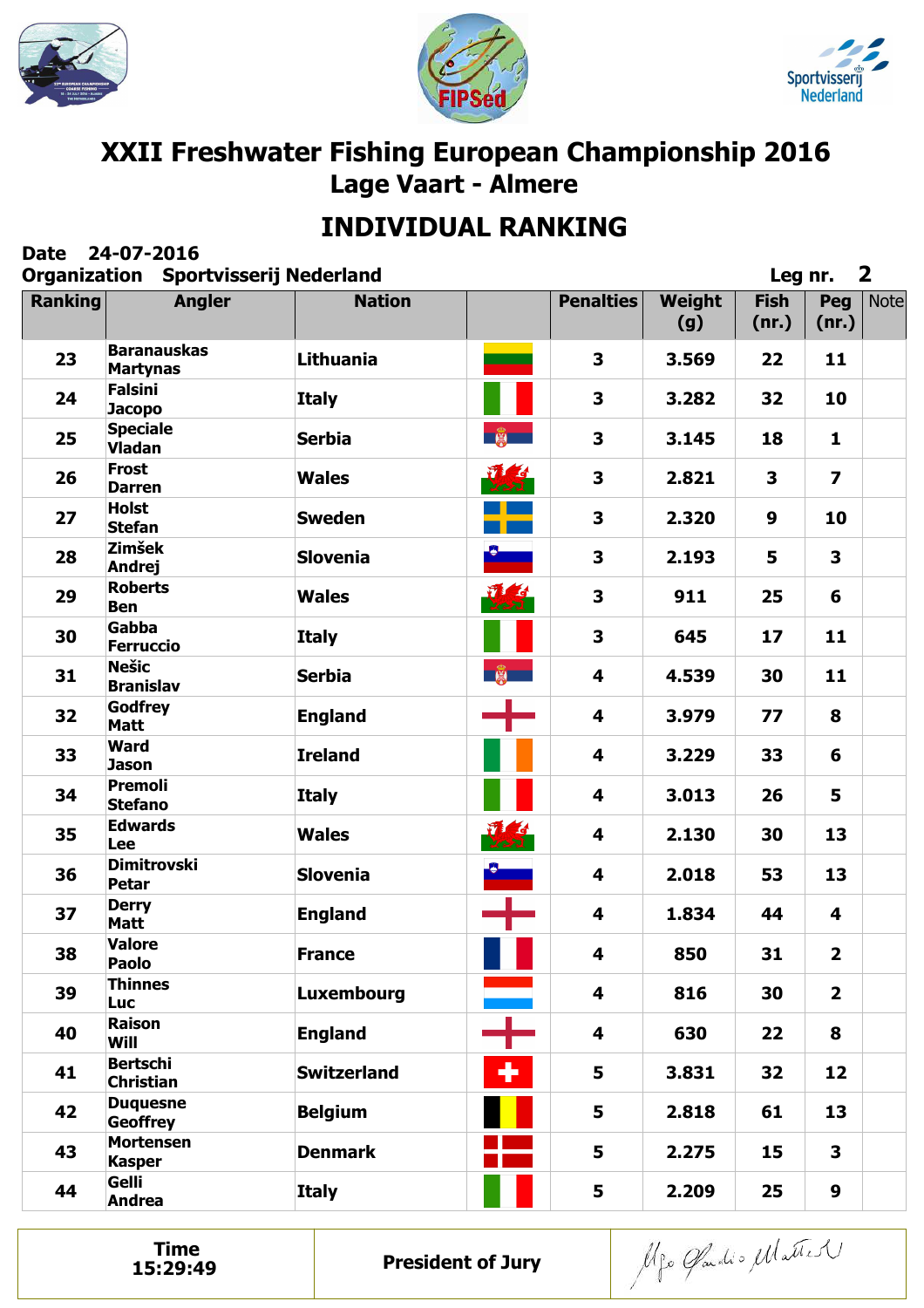# XXII Freshwater Fishing European Championship 2016

## Lage Vaart - Almere

## INDIVIDUAL RANKING

**Date** 24-07-2016

**Organization** Sportvisserij Nederland

**Leg nr.** 2

| Ranking | Angler | Nation | | Penalties | Weight (g) | Fish (nr.) | Peg (nr.) | Note |
|---|---|---|---|---|---|---|---|---|
| 23 | Baranauskas Martynas | Lithuania | | 3 | 3.569 | 22 | 11 | |
| 24 | Falsini Jacopo | Italy | | 3 | 3.282 | 32 | 10 | |
| 25 | Speciale Vladan | Serbia | | 3 | 3.145 | 18 | 1 | |
| 26 | Frost Darren | Wales | | 3 | 2.821 | 3 | 7 | |
| 27 | Holst Stefan | Sweden | | 3 | 2.320 | 9 | 10 | |
| 28 | Zimšek Andrej | Slovenia | | 3 | 2.193 | 5 | 3 | |
| 29 | Roberts Ben | Wales | | 3 | 911 | 25 | 6 | |
| 30 | Gabba Ferruccio | Italy | | 3 | 645 | 17 | 11 | |
| 31 | Nešic Branislav | Serbia | | 4 | 4.539 | 30 | 11 | |
| 32 | Godfrey Matt | England | | 4 | 3.979 | 77 | 8 | |
| 33 | Ward Jason | Ireland | | 4 | 3.229 | 33 | 6 | |
| 34 | Premoli Stefano | Italy | | 4 | 3.013 | 26 | 5 | |
| 35 | Edwards Lee | Wales | | 4 | 2.130 | 30 | 13 | |
| 36 | Dimitrovski Petar | Slovenia | | 4 | 2.018 | 53 | 13 | |
| 37 | Derry Matt | England | | 4 | 1.834 | 44 | 4 | |
| 38 | Valore Paolo | France | | 4 | 850 | 31 | 2 | |
| 39 | Thinnes Luc | Luxembourg | | 4 | 816 | 30 | 2 | |
| 40 | Raison Will | England | | 4 | 630 | 22 | 8 | |
| 41 | Bertschi Christian | Switzerland | | 5 | 3.831 | 32 | 12 | |
| 42 | Duquesne Geoffrey | Belgium | | 5 | 2.818 | 61 | 13 | |
| 43 | Mortensen Kasper | Denmark | | 5 | 2.275 | 15 | 3 | |
| 44 | Gelli Andrea | Italy | | 5 | 2.209 | 25 | 9 | |

| Time 15:29:49 | President of Jury | |
|---|---|---|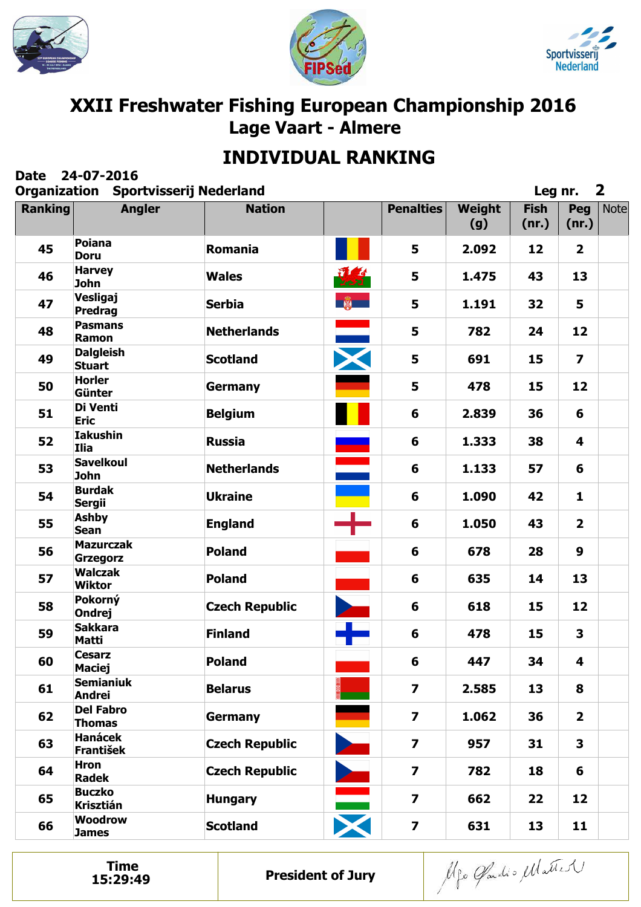# XXII Freshwater Fishing European Championship 2016

## Lage Vaart - Almere

## INDIVIDUAL RANKING

**Date** 24-07-2016

**Organization** Sportvisserij Nederland

**Leg nr.** 2

| Ranking | Angler | Nation | | Penalties | Weight (g) | Fish (nr.) | Peg (nr.) | Note |
|---|---|---|---|---|---|---|---|---|
| 45 | Poiana Doru | Romania | | 5 | 2.092 | 12 | 2 | |
| 46 | Harvey John | Wales | | 5 | 1.475 | 43 | 13 | |
| 47 | Vesligaj Predrag | Serbia | | 5 | 1.191 | 32 | 5 | |
| 48 | Pasmans Ramon | Netherlands | | 5 | 782 | 24 | 12 | |
| 49 | Dalgleish Stuart | Scotland | | 5 | 691 | 15 | 7 | |
| 50 | Horler Günter | Germany | | 5 | 478 | 15 | 12 | |
| 51 | Di Venti Eric | Belgium | | 6 | 2.839 | 36 | 6 | |
| 52 | Iakushin Ilia | Russia | | 6 | 1.333 | 38 | 4 | |
| 53 | Savelkoul John | Netherlands | | 6 | 1.133 | 57 | 6 | |
| 54 | Burdak Sergii | Ukraine | | 6 | 1.090 | 42 | 1 | |
| 55 | Ashby Sean | England | | 6 | 1.050 | 43 | 2 | |
| 56 | Mazurczak Grzegorz | Poland | | 6 | 678 | 28 | 9 | |
| 57 | Walczak Wiktor | Poland | | 6 | 635 | 14 | 13 | |
| 58 | Pokorný Ondrej | Czech Republic | | 6 | 618 | 15 | 12 | |
| 59 | Sakkara Matti | Finland | | 6 | 478 | 15 | 3 | |
| 60 | Cesarz Maciej | Poland | | 6 | 447 | 34 | 4 | |
| 61 | Semianiuk Andrei | Belarus | | 7 | 2.585 | 13 | 8 | |
| 62 | Del Fabro Thomas | Germany | | 7 | 1.062 | 36 | 2 | |
| 63 | Hanácek František | Czech Republic | | 7 | 957 | 31 | 3 | |
| 64 | Hron Radek | Czech Republic | | 7 | 782 | 18 | 6 | |
| 65 | Buczko Krisztián | Hungary | | 7 | 662 | 22 | 12 | |
| 66 | Woodrow James | Scotland | | 7 | 631 | 13 | 11 | |

| Time 15:29:49 | President of Jury | |
|---|---|---|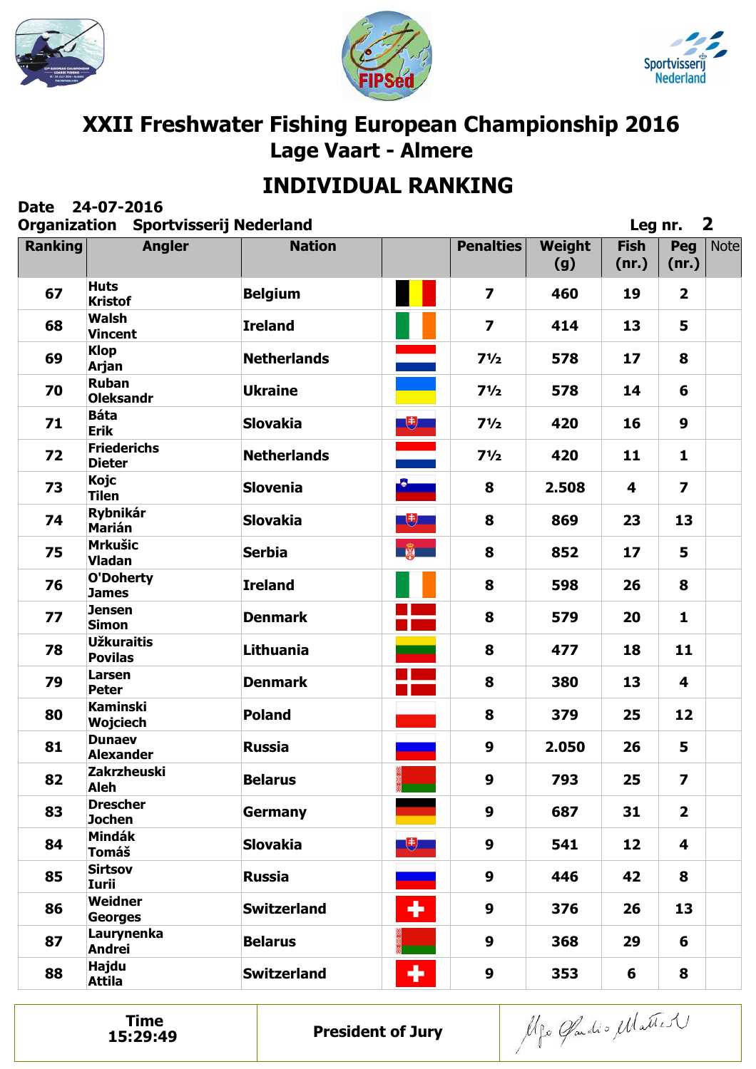# XXII Freshwater Fishing European Championship 2016

## Lage Vaart - Almere

## INDIVIDUAL RANKING

**Date** 24-07-2016

**Organization** Sportvisserij Nederland

**Leg nr. 2**

| Ranking | Angler | Nation | | Penalties | Weight (g) | Fish (nr.) | Peg (nr.) | Note |
|---|---|---|---|---|---|---|---|---|
| 67 | Huts Kristof | Belgium | | 7 | 460 | 19 | 2 | |
| 68 | Walsh Vincent | Ireland | | 7 | 414 | 13 | 5 | |
| 69 | Klop Arjan | Netherlands | | 7½ | 578 | 17 | 8 | |
| 70 | Ruban Oleksandr | Ukraine | | 7½ | 578 | 14 | 6 | |
| 71 | Báta Erik | Slovakia | | 7½ | 420 | 16 | 9 | |
| 72 | Friederichs Dieter | Netherlands | | 7½ | 420 | 11 | 1 | |
| 73 | Kojc Tilen | Slovenia | | 8 | 2.508 | 4 | 7 | |
| 74 | Rybnikár Marián | Slovakia | | 8 | 869 | 23 | 13 | |
| 75 | Mrkušic Vladan | Serbia | | 8 | 852 | 17 | 5 | |
| 76 | O'Doherty James | Ireland | | 8 | 598 | 26 | 8 | |
| 77 | Jensen Simon | Denmark | | 8 | 579 | 20 | 1 | |
| 78 | Užkuraitis Povilas | Lithuania | | 8 | 477 | 18 | 11 | |
| 79 | Larsen Peter | Denmark | | 8 | 380 | 13 | 4 | |
| 80 | Kaminski Wojciech | Poland | | 8 | 379 | 25 | 12 | |
| 81 | Dunaev Alexander | Russia | | 9 | 2.050 | 26 | 5 | |
| 82 | Zakrzheuski Aleh | Belarus | | 9 | 793 | 25 | 7 | |
| 83 | Drescher Jochen | Germany | | 9 | 687 | 31 | 2 | |
| 84 | Mindák Tomáš | Slovakia | | 9 | 541 | 12 | 4 | |
| 85 | Sirtsov Iurii | Russia | | 9 | 446 | 42 | 8 | |
| 86 | Weidner Georges | Switzerland | | 9 | 376 | 26 | 13 | |
| 87 | Laurynenka Andrei | Belarus | | 9 | 368 | 29 | 6 | |
| 88 | Hajdu Attila | Switzerland | | 9 | 353 | 6 | 8 | |

| Time 15:29:49 | President of Jury | |
|---|---|---|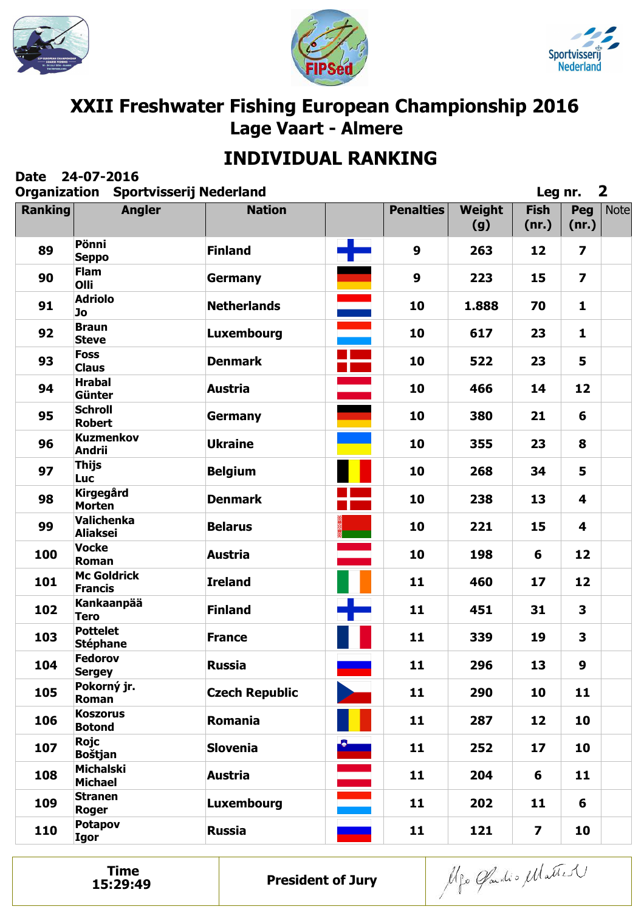# XXII Freshwater Fishing European Championship 2016

## Lage Vaart - Almere

## INDIVIDUAL RANKING

**Date** 24-07-2016

**Organization** Sportvisserij Nederland

**Leg nr.** 2

| Ranking | Angler | Nation | | Penalties | Weight (g) | Fish (nr.) | Peg (nr.) | Note |
|---|---|---|---|---|---|---|---|---|
| 89 | Pönni Seppo | Finland | | 9 | 263 | 12 | 7 | |
| 90 | Flam Olli | Germany | | 9 | 223 | 15 | 7 | |
| 91 | Adriolo Jo | Netherlands | | 10 | 1.888 | 70 | 1 | |
| 92 | Braun Steve | Luxembourg | | 10 | 617 | 23 | 1 | |
| 93 | Foss Claus | Denmark | | 10 | 522 | 23 | 5 | |
| 94 | Hrabal Günter | Austria | | 10 | 466 | 14 | 12 | |
| 95 | Schroll Robert | Germany | | 10 | 380 | 21 | 6 | |
| 96 | Kuzmenkov Andrii | Ukraine | | 10 | 355 | 23 | 8 | |
| 97 | Thijs Luc | Belgium | | 10 | 268 | 34 | 5 | |
| 98 | Kirgegård Morten | Denmark | | 10 | 238 | 13 | 4 | |
| 99 | Valichenka Aliaksei | Belarus | | 10 | 221 | 15 | 4 | |
| 100 | Vocke Roman | Austria | | 10 | 198 | 6 | 12 | |
| 101 | Mc Goldrick Francis | Ireland | | 11 | 460 | 17 | 12 | |
| 102 | Kankaanpää Tero | Finland | | 11 | 451 | 31 | 3 | |
| 103 | Pottelet Stéphane | France | | 11 | 339 | 19 | 3 | |
| 104 | Fedorov Sergey | Russia | | 11 | 296 | 13 | 9 | |
| 105 | Pokorný jr. Roman | Czech Republic | | 11 | 290 | 10 | 11 | |
| 106 | Koszorus Botond | Romania | | 11 | 287 | 12 | 10 | |
| 107 | Rojc Boštjan | Slovenia | | 11 | 252 | 17 | 10 | |
| 108 | Michalski Michael | Austria | | 11 | 204 | 6 | 11 | |
| 109 | Stranen Roger | Luxembourg | | 11 | 202 | 11 | 6 | |
| 110 | Potapov Igor | Russia | | 11 | 121 | 7 | 10 | |

| Time 15:29:49 | President of Jury | |
|---|---|---|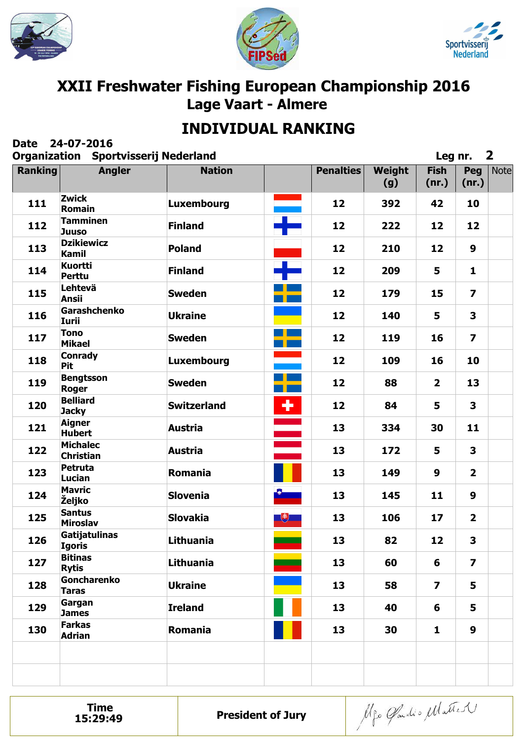# XXII Freshwater Fishing European Championship 2016

## Lage Vaart - Almere

## INDIVIDUAL RANKING

**Date** 24-07-2016

**Organization** Sportvisserij Nederland

**Leg nr.** 2

| Ranking | Angler | Nation | | Penalties | Weight (g) | Fish (nr.) | Peg (nr.) | Note |
|---|---|---|---|---|---|---|---|---|
| 111 | Zwick Romain | Luxembourg | | 12 | 392 | 42 | 10 | |
| 112 | Tamminen Juuso | Finland | | 12 | 222 | 12 | 12 | |
| 113 | Dzikiewicz Kamil | Poland | | 12 | 210 | 12 | 9 | |
| 114 | Kuortti Perttu | Finland | | 12 | 209 | 5 | 1 | |
| 115 | Lehtevä Ansii | Sweden | | 12 | 179 | 15 | 7 | |
| 116 | Garashchenko Iurii | Ukraine | | 12 | 140 | 5 | 3 | |
| 117 | Tono Mikael | Sweden | | 12 | 119 | 16 | 7 | |
| 118 | Conrady Pit | Luxembourg | | 12 | 109 | 16 | 10 | |
| 119 | Bengtsson Roger | Sweden | | 12 | 88 | 2 | 13 | |
| 120 | Belliard Jacky | Switzerland | | 12 | 84 | 5 | 3 | |
| 121 | Aigner Hubert | Austria | | 13 | 334 | 30 | 11 | |
| 122 | Michalec Christian | Austria | | 13 | 172 | 5 | 3 | |
| 123 | Petruta Lucian | Romania | | 13 | 149 | 9 | 2 | |
| 124 | Mavric Željko | Slovenia | | 13 | 145 | 11 | 9 | |
| 125 | Santus Miroslav | Slovakia | | 13 | 106 | 17 | 2 | |
| 126 | Gatijatulinas Igoris | Lithuania | | 13 | 82 | 12 | 3 | |
| 127 | Bitinas Rytis | Lithuania | | 13 | 60 | 6 | 7 | |
| 128 | Goncharenko Taras | Ukraine | | 13 | 58 | 7 | 5 | |
| 129 | Gargan James | Ireland | | 13 | 40 | 6 | 5 | |
| 130 | Farkas Adrian | Romania | | 13 | 30 | 1 | 9 | |

| Time 15:29:49 | President of Jury | |
|---|---|---|